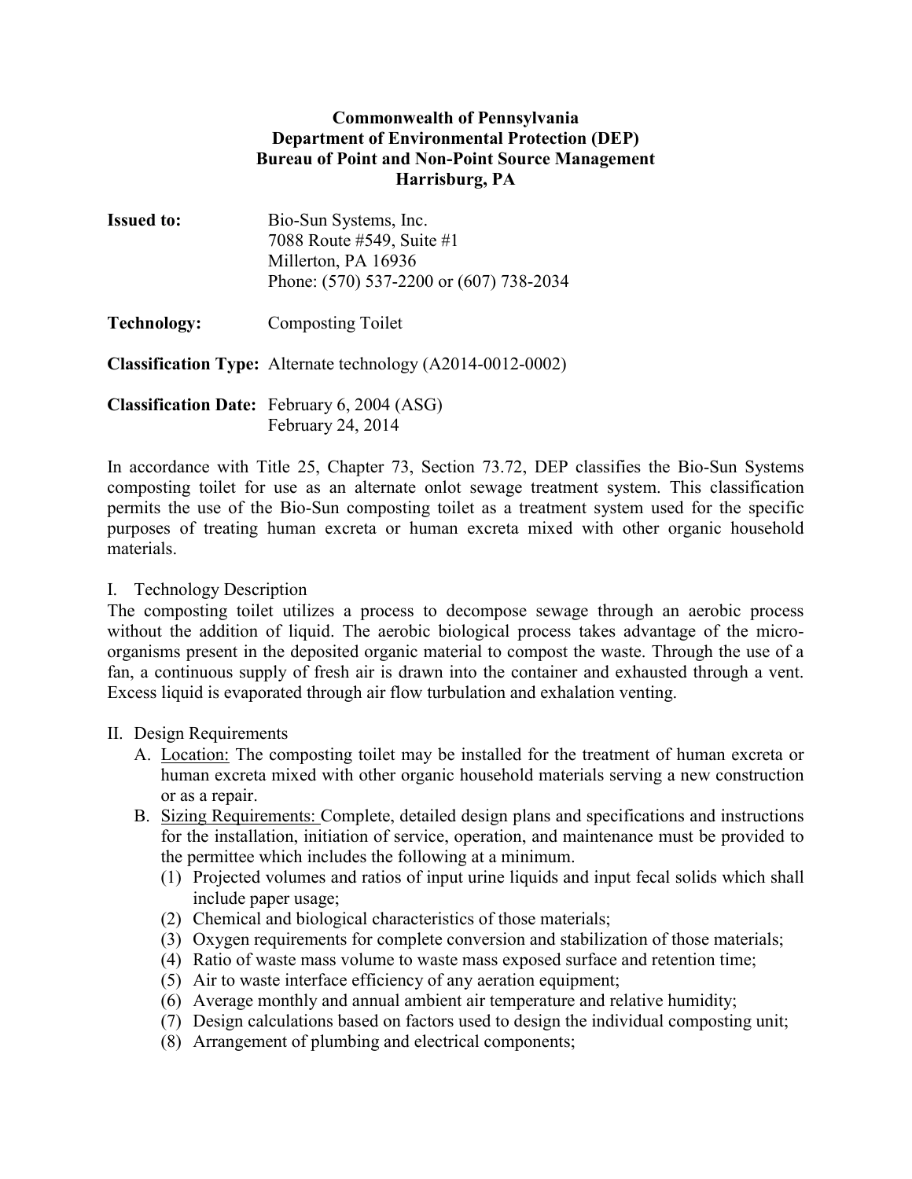**Commonwealth of Pennsylvania**
**Department of Environmental Protection (DEP)**
**Bureau of Point and Non-Point Source Management**
**Harrisburg, PA**

**Issued to:** Bio-Sun Systems, Inc.
7088 Route #549, Suite #1
Millerton, PA 16936
Phone: (570) 537-2200 or (607) 738-2034

**Technology:** Composting Toilet

**Classification Type:** Alternate technology (A2014-0012-0002)

**Classification Date:** February 6, 2004 (ASG)
February 24, 2014

In accordance with Title 25, Chapter 73, Section 73.72, DEP classifies the Bio-Sun Systems composting toilet for use as an alternate onlot sewage treatment system. This classification permits the use of the Bio-Sun composting toilet as a treatment system used for the specific purposes of treating human excreta or human excreta mixed with other organic household materials.

I. Technology Description

The composting toilet utilizes a process to decompose sewage through an aerobic process without the addition of liquid. The aerobic biological process takes advantage of the micro-organisms present in the deposited organic material to compost the waste. Through the use of a fan, a continuous supply of fresh air is drawn into the container and exhausted through a vent. Excess liquid is evaporated through air flow turbulation and exhalation venting.

II. Design Requirements

A. Location: The composting toilet may be installed for the treatment of human excreta or human excreta mixed with other organic household materials serving a new construction or as a repair.

B. Sizing Requirements: Complete, detailed design plans and specifications and instructions for the installation, initiation of service, operation, and maintenance must be provided to the permittee which includes the following at a minimum.

(1) Projected volumes and ratios of input urine liquids and input fecal solids which shall include paper usage;
(2) Chemical and biological characteristics of those materials;
(3) Oxygen requirements for complete conversion and stabilization of those materials;
(4) Ratio of waste mass volume to waste mass exposed surface and retention time;
(5) Air to waste interface efficiency of any aeration equipment;
(6) Average monthly and annual ambient air temperature and relative humidity;
(7) Design calculations based on factors used to design the individual composting unit;
(8) Arrangement of plumbing and electrical components;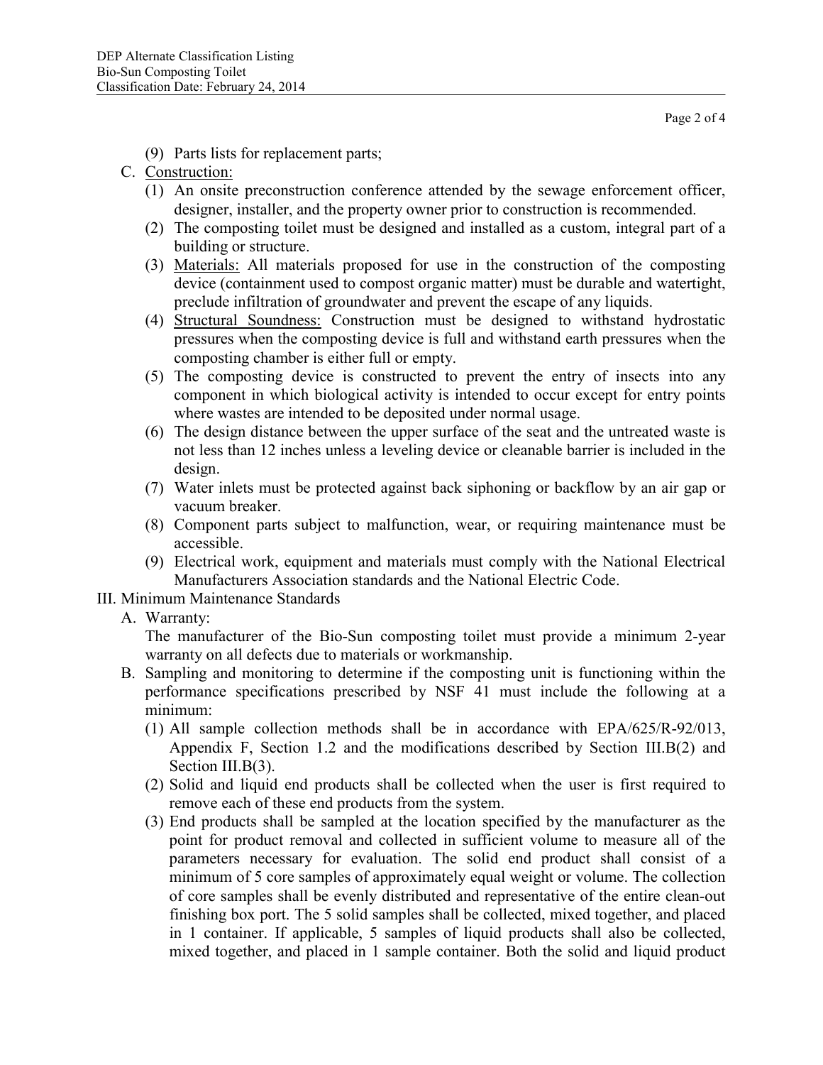(9) Parts lists for replacement parts;

C. Construction:

(1) An onsite preconstruction conference attended by the sewage enforcement officer, designer, installer, and the property owner prior to construction is recommended.

(2) The composting toilet must be designed and installed as a custom, integral part of a building or structure.

(3) Materials: All materials proposed for use in the construction of the composting device (containment used to compost organic matter) must be durable and watertight, preclude infiltration of groundwater and prevent the escape of any liquids.

(4) Structural Soundness: Construction must be designed to withstand hydrostatic pressures when the composting device is full and withstand earth pressures when the composting chamber is either full or empty.

(5) The composting device is constructed to prevent the entry of insects into any component in which biological activity is intended to occur except for entry points where wastes are intended to be deposited under normal usage.

(6) The design distance between the upper surface of the seat and the untreated waste is not less than 12 inches unless a leveling device or cleanable barrier is included in the design.

(7) Water inlets must be protected against back siphoning or backflow by an air gap or vacuum breaker.

(8) Component parts subject to malfunction, wear, or requiring maintenance must be accessible.

(9) Electrical work, equipment and materials must comply with the National Electrical Manufacturers Association standards and the National Electric Code.

III. Minimum Maintenance Standards

A. Warranty:

The manufacturer of the Bio-Sun composting toilet must provide a minimum 2-year warranty on all defects due to materials or workmanship.

B. Sampling and monitoring to determine if the composting unit is functioning within the performance specifications prescribed by NSF 41 must include the following at a minimum:

(1) All sample collection methods shall be in accordance with EPA/625/R-92/013, Appendix F, Section 1.2 and the modifications described by Section III.B(2) and Section III.B(3).

(2) Solid and liquid end products shall be collected when the user is first required to remove each of these end products from the system.

(3) End products shall be sampled at the location specified by the manufacturer as the point for product removal and collected in sufficient volume to measure all of the parameters necessary for evaluation. The solid end product shall consist of a minimum of 5 core samples of approximately equal weight or volume. The collection of core samples shall be evenly distributed and representative of the entire clean-out finishing box port. The 5 solid samples shall be collected, mixed together, and placed in 1 container. If applicable, 5 samples of liquid products shall also be collected, mixed together, and placed in 1 sample container. Both the solid and liquid product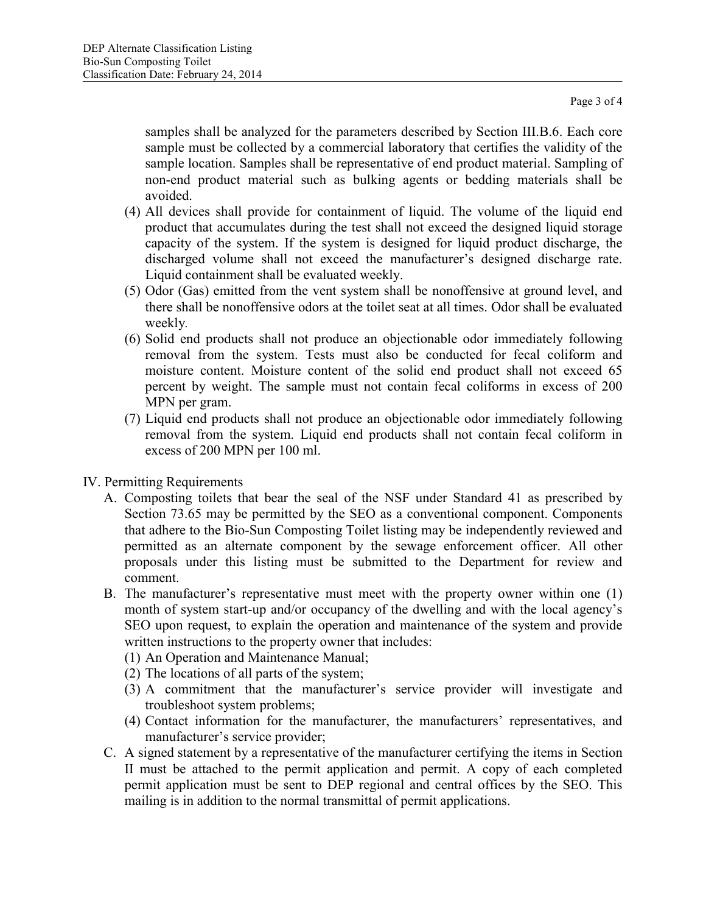samples shall be analyzed for the parameters described by Section III.B.6. Each core sample must be collected by a commercial laboratory that certifies the validity of the sample location. Samples shall be representative of end product material. Sampling of non-end product material such as bulking agents or bedding materials shall be avoided.

(4) All devices shall provide for containment of liquid. The volume of the liquid end product that accumulates during the test shall not exceed the designed liquid storage capacity of the system. If the system is designed for liquid product discharge, the discharged volume shall not exceed the manufacturer's designed discharge rate. Liquid containment shall be evaluated weekly.

(5) Odor (Gas) emitted from the vent system shall be nonoffensive at ground level, and there shall be nonoffensive odors at the toilet seat at all times. Odor shall be evaluated weekly.

(6) Solid end products shall not produce an objectionable odor immediately following removal from the system. Tests must also be conducted for fecal coliform and moisture content. Moisture content of the solid end product shall not exceed 65 percent by weight. The sample must not contain fecal coliforms in excess of 200 MPN per gram.

(7) Liquid end products shall not produce an objectionable odor immediately following removal from the system. Liquid end products shall not contain fecal coliform in excess of 200 MPN per 100 ml.

IV. Permitting Requirements

A. Composting toilets that bear the seal of the NSF under Standard 41 as prescribed by Section 73.65 may be permitted by the SEO as a conventional component. Components that adhere to the Bio-Sun Composting Toilet listing may be independently reviewed and permitted as an alternate component by the sewage enforcement officer. All other proposals under this listing must be submitted to the Department for review and comment.

B. The manufacturer's representative must meet with the property owner within one (1) month of system start-up and/or occupancy of the dwelling and with the local agency's SEO upon request, to explain the operation and maintenance of the system and provide written instructions to the property owner that includes:

(1) An Operation and Maintenance Manual;
(2) The locations of all parts of the system;
(3) A commitment that the manufacturer's service provider will investigate and troubleshoot system problems;
(4) Contact information for the manufacturer, the manufacturers' representatives, and manufacturer's service provider;

C. A signed statement by a representative of the manufacturer certifying the items in Section II must be attached to the permit application and permit. A copy of each completed permit application must be sent to DEP regional and central offices by the SEO. This mailing is in addition to the normal transmittal of permit applications.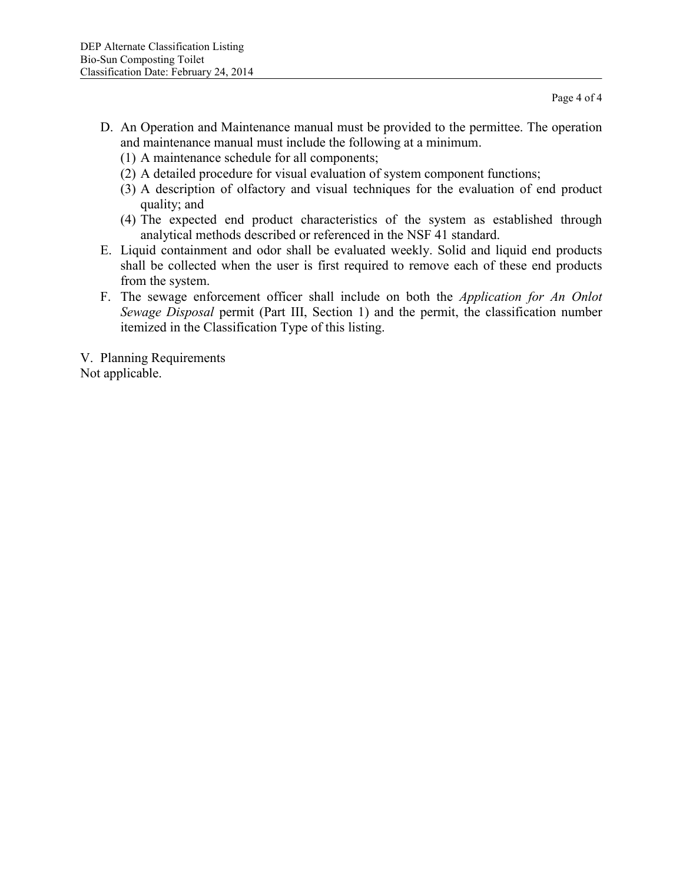D. An Operation and Maintenance manual must be provided to the permittee. The operation and maintenance manual must include the following at a minimum.
   (1) A maintenance schedule for all components;
   (2) A detailed procedure for visual evaluation of system component functions;
   (3) A description of olfactory and visual techniques for the evaluation of end product quality; and
   (4) The expected end product characteristics of the system as established through analytical methods described or referenced in the NSF 41 standard.

E. Liquid containment and odor shall be evaluated weekly. Solid and liquid end products shall be collected when the user is first required to remove each of these end products from the system.

F. The sewage enforcement officer shall include on both the *Application for An Onlot Sewage Disposal* permit (Part III, Section 1) and the permit, the classification number itemized in the Classification Type of this listing.

V. Planning Requirements

Not applicable.